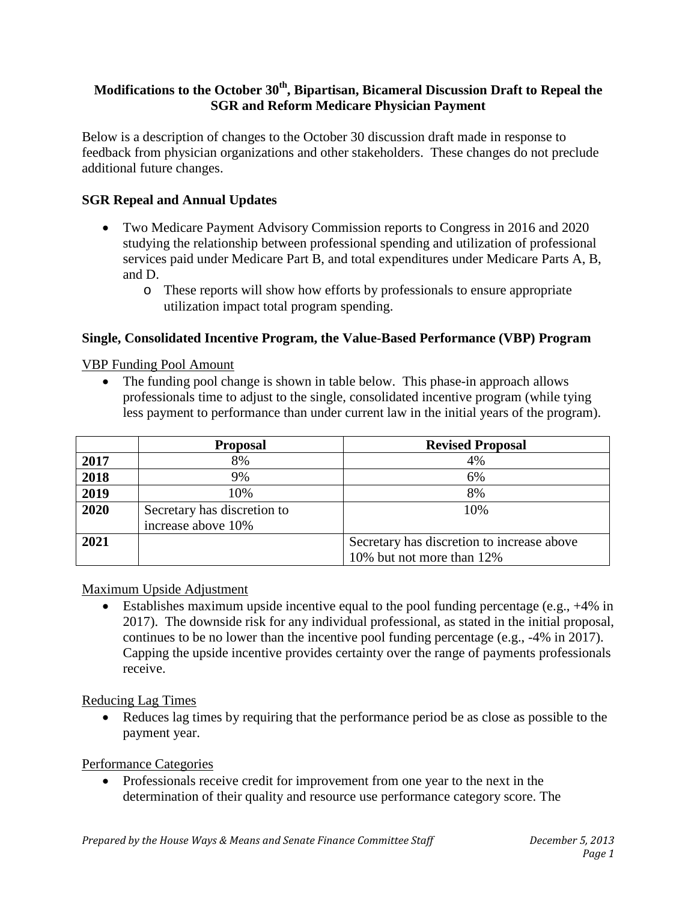# Modifications to the October 30th, Bipartisan, Bicameral Discussion Draft to Repeal the SGR and Reform Medicare Physician Payment

Below is a description of changes to the October 30 discussion draft made in response to feedback from physician organizations and other stakeholders. These changes do not preclude additional future changes.

## SGR Repeal and Annual Updates

- Two Medicare Payment Advisory Commission reports to Congress in 2016 and 2020 studying the relationship between professional spending and utilization of professional services paid under Medicare Part B, and total expenditures under Medicare Parts A, B, and D.
  - These reports will show how efforts by professionals to ensure appropriate utilization impact total program spending.

## Single, Consolidated Incentive Program, the Value-Based Performance (VBP) Program

### VBP Funding Pool Amount

- The funding pool change is shown in table below. This phase-in approach allows professionals time to adjust to the single, consolidated incentive program (while tying less payment to performance than under current law in the initial years of the program).

| | Proposal | Revised Proposal |
|---|---|---|
| **2017** | 8% | 4% |
| **2018** | 9% | 6% |
| **2019** | 10% | 8% |
| **2020** | Secretary has discretion to increase above 10% | 10% |
| **2021** | | Secretary has discretion to increase above 10% but not more than 12% |

### Maximum Upside Adjustment

- Establishes maximum upside incentive equal to the pool funding percentage (e.g., +4% in 2017). The downside risk for any individual professional, as stated in the initial proposal, continues to be no lower than the incentive pool funding percentage (e.g., -4% in 2017). Capping the upside incentive provides certainty over the range of payments professionals receive.

### Reducing Lag Times

- Reduces lag times by requiring that the performance period be as close as possible to the payment year.

### Performance Categories

- Professionals receive credit for improvement from one year to the next in the determination of their quality and resource use performance category score. The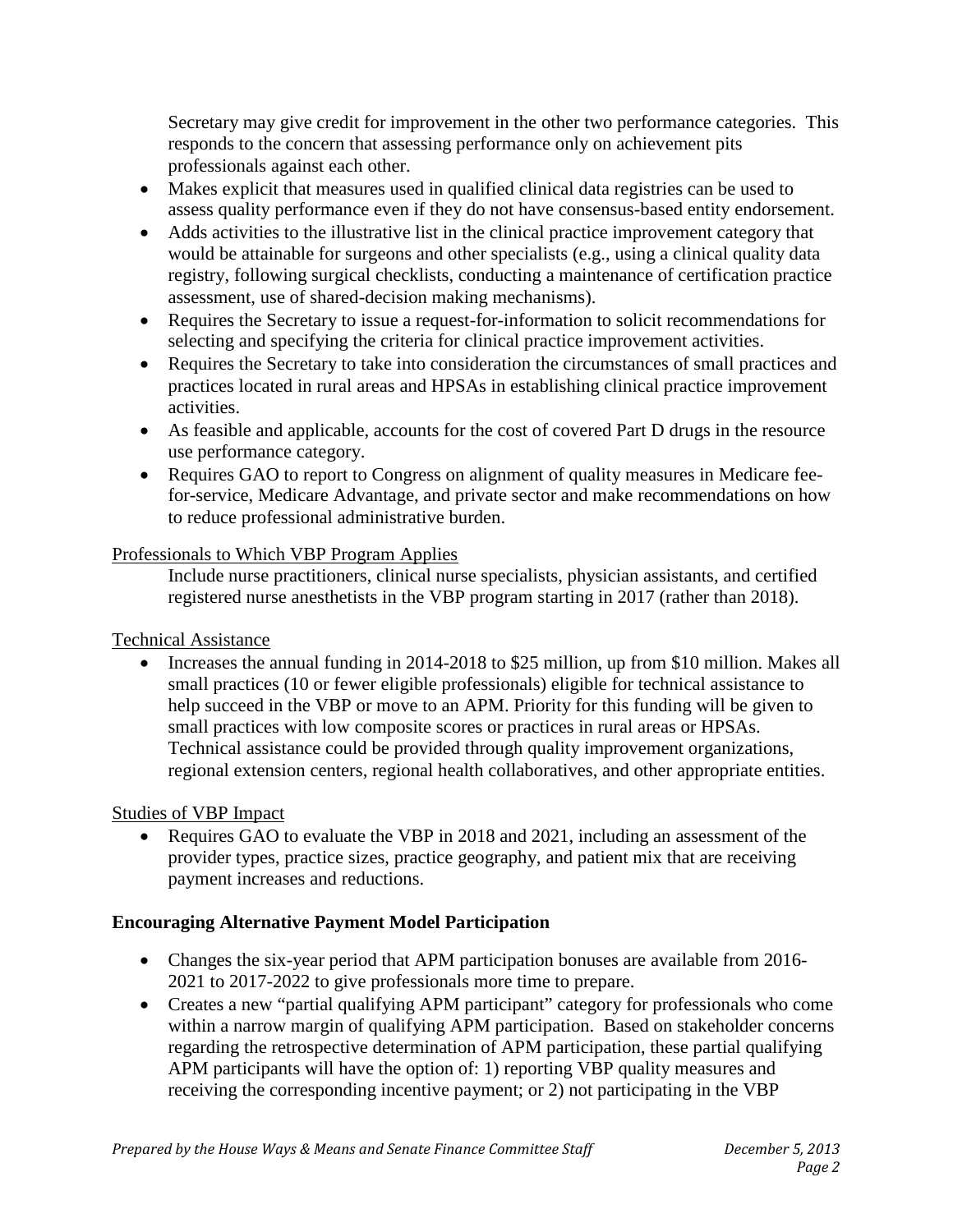Secretary may give credit for improvement in the other two performance categories. This responds to the concern that assessing performance only on achievement pits professionals against each other.

- Makes explicit that measures used in qualified clinical data registries can be used to assess quality performance even if they do not have consensus-based entity endorsement.
- Adds activities to the illustrative list in the clinical practice improvement category that would be attainable for surgeons and other specialists (e.g., using a clinical quality data registry, following surgical checklists, conducting a maintenance of certification practice assessment, use of shared-decision making mechanisms).
- Requires the Secretary to issue a request-for-information to solicit recommendations for selecting and specifying the criteria for clinical practice improvement activities.
- Requires the Secretary to take into consideration the circumstances of small practices and practices located in rural areas and HPSAs in establishing clinical practice improvement activities.
- As feasible and applicable, accounts for the cost of covered Part D drugs in the resource use performance category.
- Requires GAO to report to Congress on alignment of quality measures in Medicare fee-for-service, Medicare Advantage, and private sector and make recommendations on how to reduce professional administrative burden.

Professionals to Which VBP Program Applies

Include nurse practitioners, clinical nurse specialists, physician assistants, and certified registered nurse anesthetists in the VBP program starting in 2017 (rather than 2018).

Technical Assistance

- Increases the annual funding in 2014-2018 to $25 million, up from $10 million. Makes all small practices (10 or fewer eligible professionals) eligible for technical assistance to help succeed in the VBP or move to an APM. Priority for this funding will be given to small practices with low composite scores or practices in rural areas or HPSAs. Technical assistance could be provided through quality improvement organizations, regional extension centers, regional health collaboratives, and other appropriate entities.

Studies of VBP Impact

- Requires GAO to evaluate the VBP in 2018 and 2021, including an assessment of the provider types, practice sizes, practice geography, and patient mix that are receiving payment increases and reductions.

**Encouraging Alternative Payment Model Participation**

- Changes the six-year period that APM participation bonuses are available from 2016-2021 to 2017-2022 to give professionals more time to prepare.
- Creates a new "partial qualifying APM participant" category for professionals who come within a narrow margin of qualifying APM participation. Based on stakeholder concerns regarding the retrospective determination of APM participation, these partial qualifying APM participants will have the option of: 1) reporting VBP quality measures and receiving the corresponding incentive payment; or 2) not participating in the VBP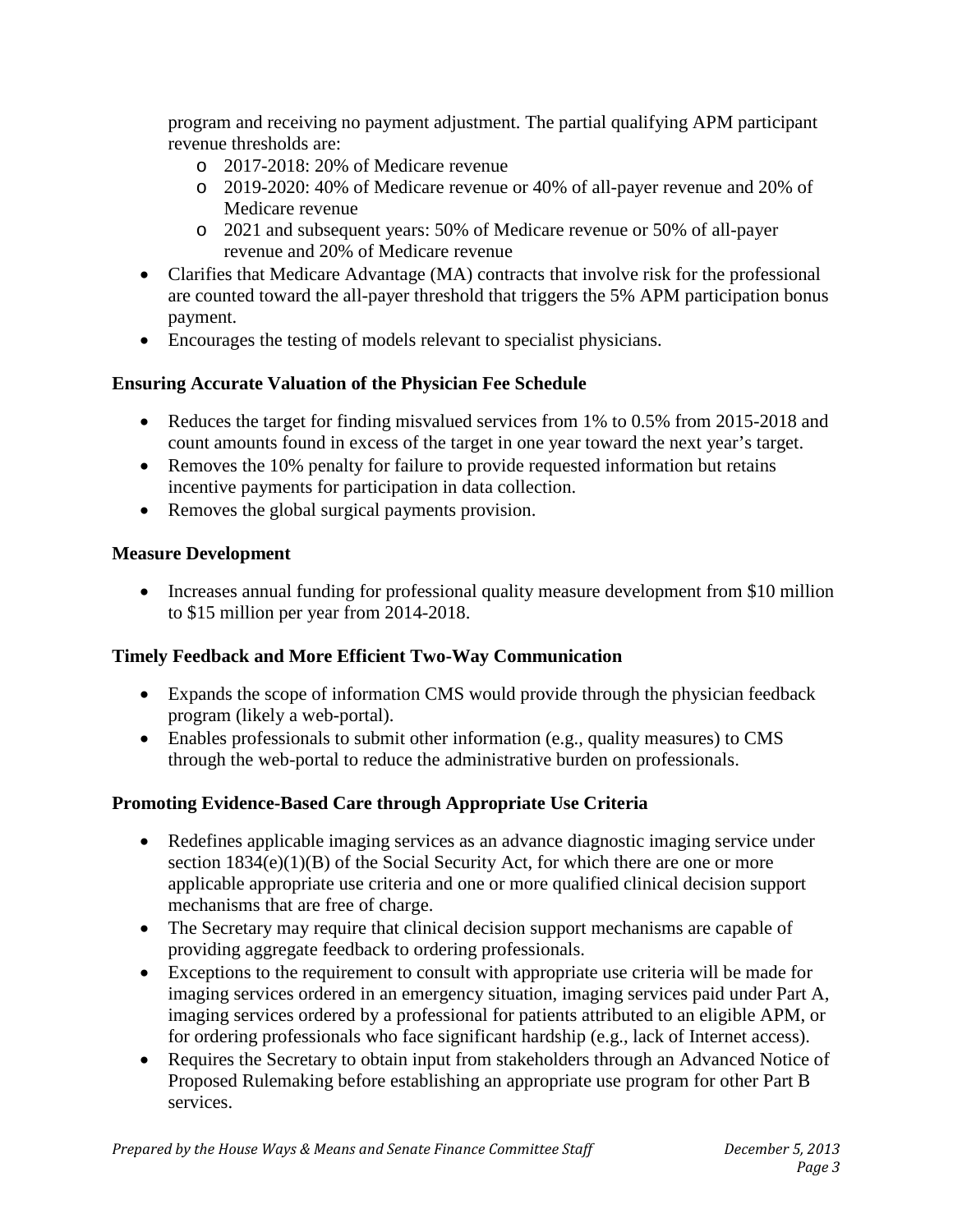program and receiving no payment adjustment. The partial qualifying APM participant revenue thresholds are:
    - 2017-2018: 20% of Medicare revenue
    - 2019-2020: 40% of Medicare revenue or 40% of all-payer revenue and 20% of Medicare revenue
    - 2021 and subsequent years: 50% of Medicare revenue or 50% of all-payer revenue and 20% of Medicare revenue
- Clarifies that Medicare Advantage (MA) contracts that involve risk for the professional are counted toward the all-payer threshold that triggers the 5% APM participation bonus payment.
- Encourages the testing of models relevant to specialist physicians.

**Ensuring Accurate Valuation of the Physician Fee Schedule**

- Reduces the target for finding misvalued services from 1% to 0.5% from 2015-2018 and count amounts found in excess of the target in one year toward the next year's target.
- Removes the 10% penalty for failure to provide requested information but retains incentive payments for participation in data collection.
- Removes the global surgical payments provision.

**Measure Development**

- Increases annual funding for professional quality measure development from $10 million to $15 million per year from 2014-2018.

**Timely Feedback and More Efficient Two-Way Communication**

- Expands the scope of information CMS would provide through the physician feedback program (likely a web-portal).
- Enables professionals to submit other information (e.g., quality measures) to CMS through the web-portal to reduce the administrative burden on professionals.

**Promoting Evidence-Based Care through Appropriate Use Criteria**

- Redefines applicable imaging services as an advance diagnostic imaging service under section 1834(e)(1)(B) of the Social Security Act, for which there are one or more applicable appropriate use criteria and one or more qualified clinical decision support mechanisms that are free of charge.
- The Secretary may require that clinical decision support mechanisms are capable of providing aggregate feedback to ordering professionals.
- Exceptions to the requirement to consult with appropriate use criteria will be made for imaging services ordered in an emergency situation, imaging services paid under Part A, imaging services ordered by a professional for patients attributed to an eligible APM, or for ordering professionals who face significant hardship (e.g., lack of Internet access).
- Requires the Secretary to obtain input from stakeholders through an Advanced Notice of Proposed Rulemaking before establishing an appropriate use program for other Part B services.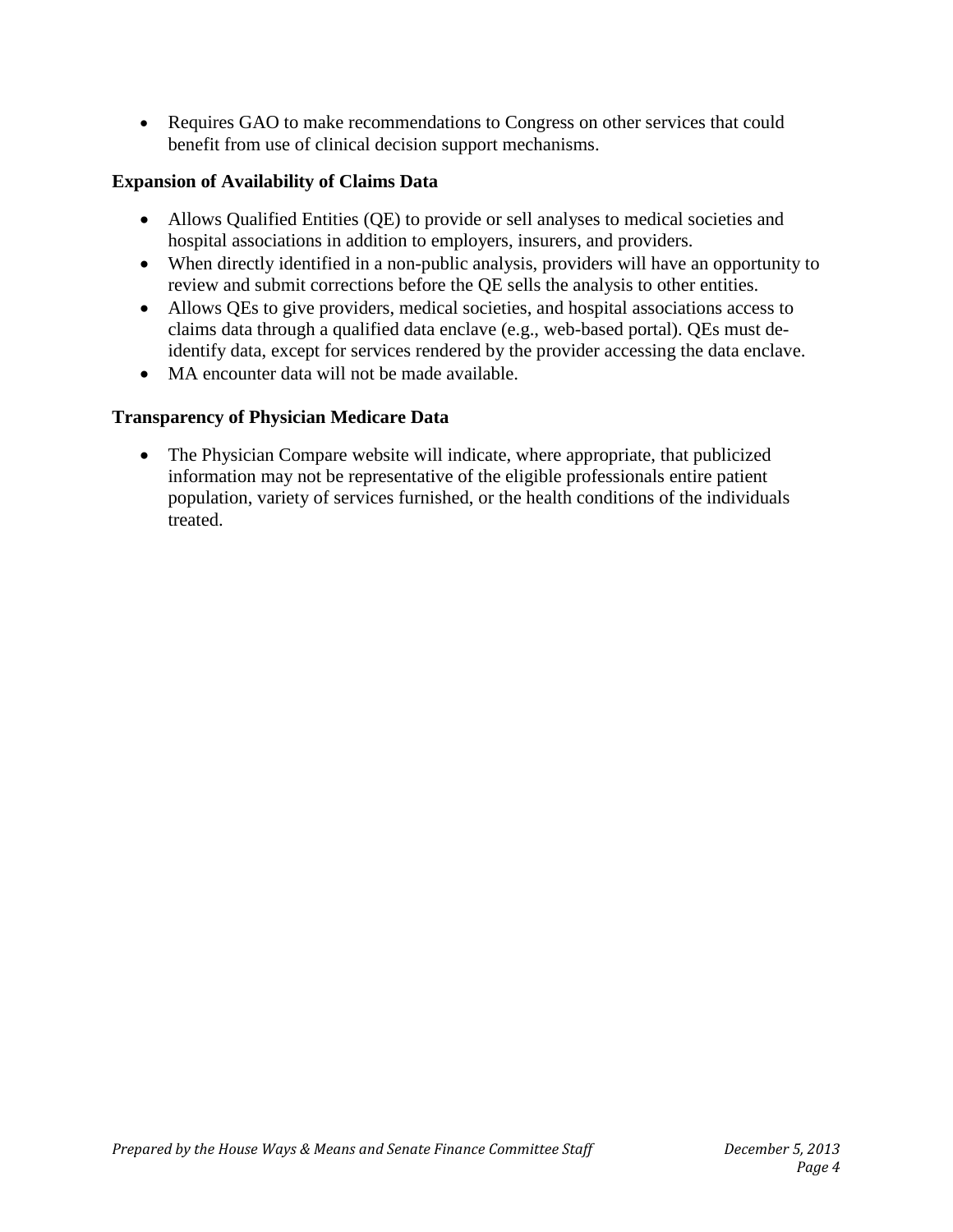- Requires GAO to make recommendations to Congress on other services that could benefit from use of clinical decision support mechanisms.

**Expansion of Availability of Claims Data**

- Allows Qualified Entities (QE) to provide or sell analyses to medical societies and hospital associations in addition to employers, insurers, and providers.
- When directly identified in a non-public analysis, providers will have an opportunity to review and submit corrections before the QE sells the analysis to other entities.
- Allows QEs to give providers, medical societies, and hospital associations access to claims data through a qualified data enclave (e.g., web-based portal). QEs must de-identify data, except for services rendered by the provider accessing the data enclave.
- MA encounter data will not be made available.

**Transparency of Physician Medicare Data**

- The Physician Compare website will indicate, where appropriate, that publicized information may not be representative of the eligible professionals entire patient population, variety of services furnished, or the health conditions of the individuals treated.